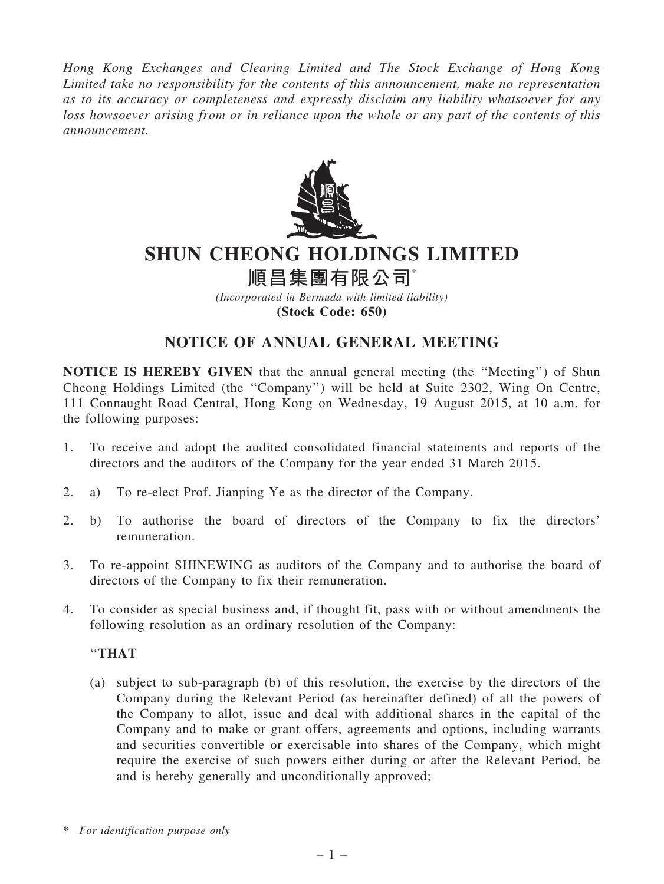*Hong Kong Exchanges and Clearing Limited and The Stock Exchange of Hong Kong Limited take no responsibility for the contents of this announcement, make no representation as to its accuracy or completeness and expressly disclaim any liability whatsoever for any loss howsoever arising from or in reliance upon the whole or any part of the contents of this announcement.*

# SHUN CHEONG HOLDINGS LIMITED

# 順昌集團有限公司*

*(Incorporated in Bermuda with limited liability)*

**(Stock Code: 650)**

## NOTICE OF ANNUAL GENERAL MEETING

**NOTICE IS HEREBY GIVEN** that the annual general meeting (the "Meeting") of Shun Cheong Holdings Limited (the "Company") will be held at Suite 2302, Wing On Centre, 111 Connaught Road Central, Hong Kong on Wednesday, 19 August 2015, at 10 a.m. for the following purposes:

1. To receive and adopt the audited consolidated financial statements and reports of the directors and the auditors of the Company for the year ended 31 March 2015.

2. a) To re-elect Prof. Jianping Ye as the director of the Company.

2. b) To authorise the board of directors of the Company to fix the directors' remuneration.

3. To re-appoint SHINEWING as auditors of the Company and to authorise the board of directors of the Company to fix their remuneration.

4. To consider as special business and, if thought fit, pass with or without amendments the following resolution as an ordinary resolution of the Company:

   "**THAT**

   (a) subject to sub-paragraph (b) of this resolution, the exercise by the directors of the Company during the Relevant Period (as hereinafter defined) of all the powers of the Company to allot, issue and deal with additional shares in the capital of the Company and to make or grant offers, agreements and options, including warrants and securities convertible or exercisable into shares of the Company, which might require the exercise of such powers either during or after the Relevant Period, be and is hereby generally and unconditionally approved;

\* *For identification purpose only*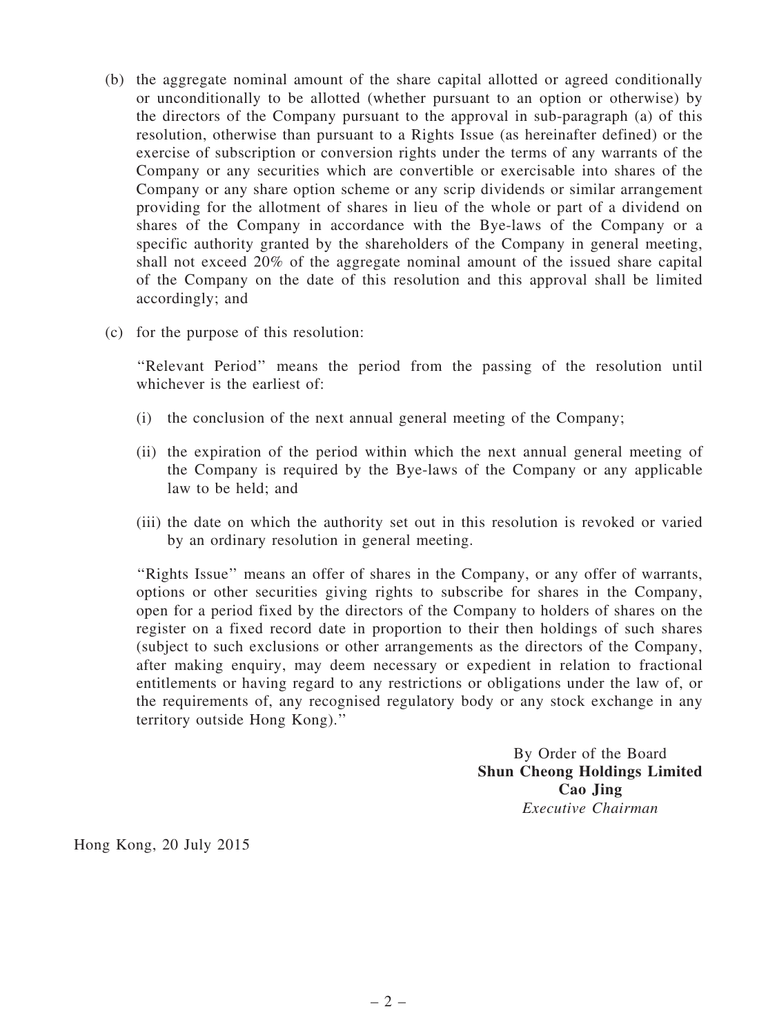(b) the aggregate nominal amount of the share capital allotted or agreed conditionally or unconditionally to be allotted (whether pursuant to an option or otherwise) by the directors of the Company pursuant to the approval in sub-paragraph (a) of this resolution, otherwise than pursuant to a Rights Issue (as hereinafter defined) or the exercise of subscription or conversion rights under the terms of any warrants of the Company or any securities which are convertible or exercisable into shares of the Company or any share option scheme or any scrip dividends or similar arrangement providing for the allotment of shares in lieu of the whole or part of a dividend on shares of the Company in accordance with the Bye-laws of the Company or a specific authority granted by the shareholders of the Company in general meeting, shall not exceed 20% of the aggregate nominal amount of the issued share capital of the Company on the date of this resolution and this approval shall be limited accordingly; and

(c) for the purpose of this resolution:

"Relevant Period" means the period from the passing of the resolution until whichever is the earliest of:

(i) the conclusion of the next annual general meeting of the Company;

(ii) the expiration of the period within which the next annual general meeting of the Company is required by the Bye-laws of the Company or any applicable law to be held; and

(iii) the date on which the authority set out in this resolution is revoked or varied by an ordinary resolution in general meeting.

"Rights Issue" means an offer of shares in the Company, or any offer of warrants, options or other securities giving rights to subscribe for shares in the Company, open for a period fixed by the directors of the Company to holders of shares on the register on a fixed record date in proportion to their then holdings of such shares (subject to such exclusions or other arrangements as the directors of the Company, after making enquiry, may deem necessary or expedient in relation to fractional entitlements or having regard to any restrictions or obligations under the law of, or the requirements of, any recognised regulatory body or any stock exchange in any territory outside Hong Kong)."

By Order of the Board
**Shun Cheong Holdings Limited**
**Cao Jing**
*Executive Chairman*

Hong Kong, 20 July 2015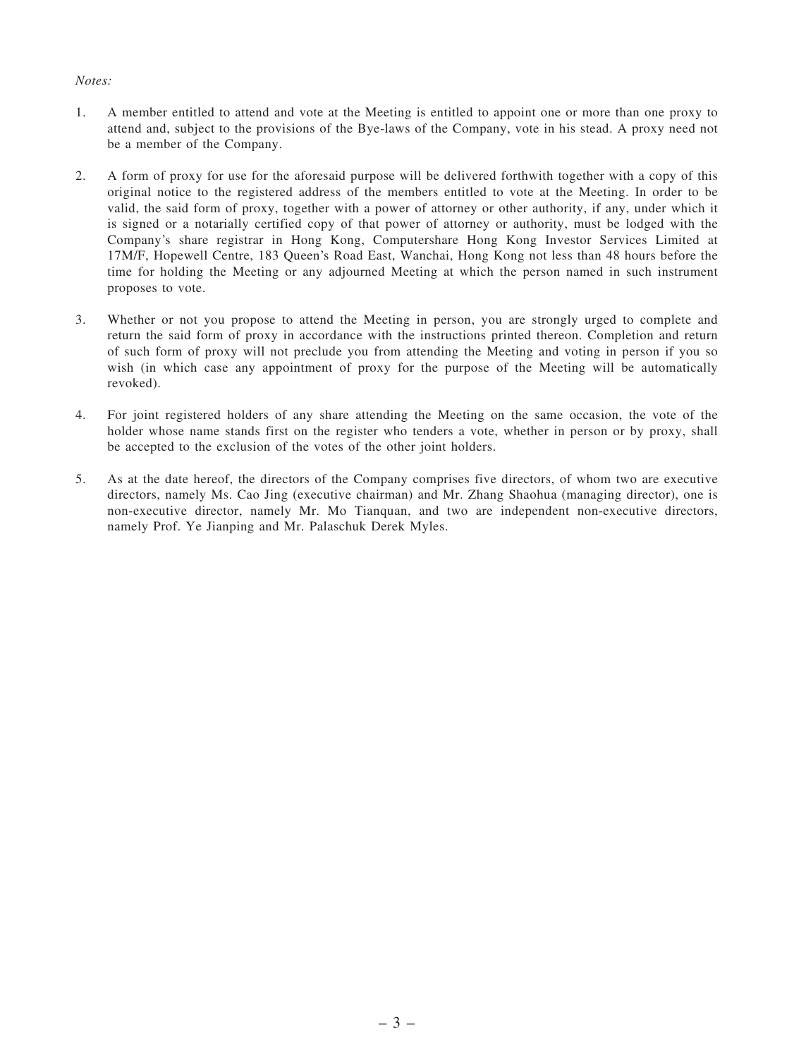*Notes:*

1. A member entitled to attend and vote at the Meeting is entitled to appoint one or more than one proxy to attend and, subject to the provisions of the Bye-laws of the Company, vote in his stead. A proxy need not be a member of the Company.

2. A form of proxy for use for the aforesaid purpose will be delivered forthwith together with a copy of this original notice to the registered address of the members entitled to vote at the Meeting. In order to be valid, the said form of proxy, together with a power of attorney or other authority, if any, under which it is signed or a notarially certified copy of that power of attorney or authority, must be lodged with the Company's share registrar in Hong Kong, Computershare Hong Kong Investor Services Limited at 17M/F, Hopewell Centre, 183 Queen's Road East, Wanchai, Hong Kong not less than 48 hours before the time for holding the Meeting or any adjourned Meeting at which the person named in such instrument proposes to vote.

3. Whether or not you propose to attend the Meeting in person, you are strongly urged to complete and return the said form of proxy in accordance with the instructions printed thereon. Completion and return of such form of proxy will not preclude you from attending the Meeting and voting in person if you so wish (in which case any appointment of proxy for the purpose of the Meeting will be automatically revoked).

4. For joint registered holders of any share attending the Meeting on the same occasion, the vote of the holder whose name stands first on the register who tenders a vote, whether in person or by proxy, shall be accepted to the exclusion of the votes of the other joint holders.

5. As at the date hereof, the directors of the Company comprises five directors, of whom two are executive directors, namely Ms. Cao Jing (executive chairman) and Mr. Zhang Shaohua (managing director), one is non-executive director, namely Mr. Mo Tianquan, and two are independent non-executive directors, namely Prof. Ye Jianping and Mr. Palaschuk Derek Myles.